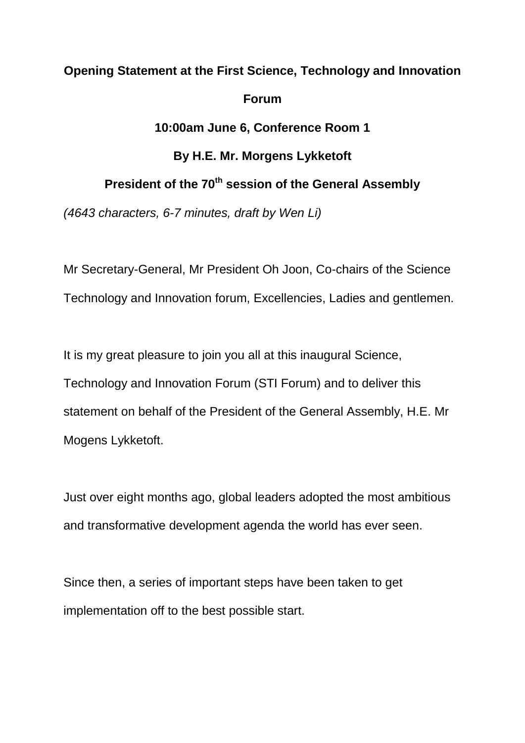**Opening Statement at the First Science, Technology and Innovation Forum**

**10:00am June 6, Conference Room 1**

**By H.E. Mr. Morgens Lykketoft**

**President of the 70th session of the General Assembly**

*(4643 characters, 6-7 minutes, draft by Wen Li)*

Mr Secretary-General, Mr President Oh Joon, Co-chairs of the Science Technology and Innovation forum, Excellencies, Ladies and gentlemen.

It is my great pleasure to join you all at this inaugural Science, Technology and Innovation Forum (STI Forum) and to deliver this statement on behalf of the President of the General Assembly, H.E. Mr Mogens Lykketoft.

Just over eight months ago, global leaders adopted the most ambitious and transformative development agenda the world has ever seen.

Since then, a series of important steps have been taken to get implementation off to the best possible start.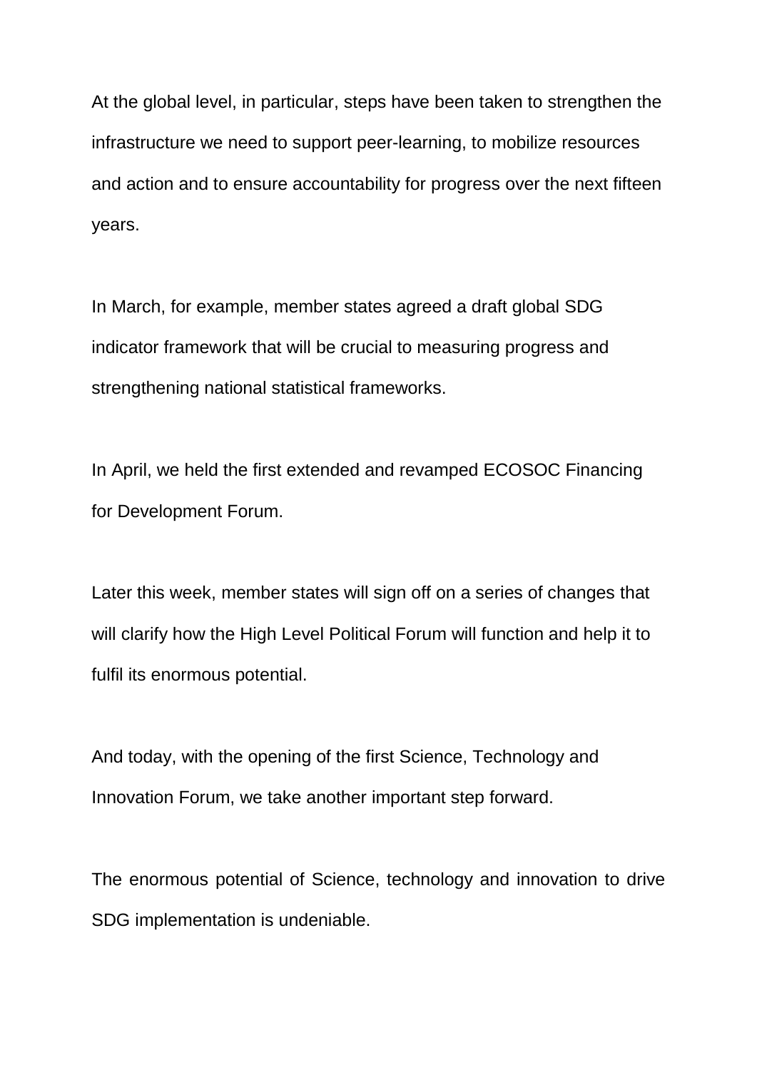At the global level, in particular, steps have been taken to strengthen the infrastructure we need to support peer-learning, to mobilize resources and action and to ensure accountability for progress over the next fifteen years.

In March, for example, member states agreed a draft global SDG indicator framework that will be crucial to measuring progress and strengthening national statistical frameworks.

In April, we held the first extended and revamped ECOSOC Financing for Development Forum.

Later this week, member states will sign off on a series of changes that will clarify how the High Level Political Forum will function and help it to fulfil its enormous potential.

And today, with the opening of the first Science, Technology and Innovation Forum, we take another important step forward.

The enormous potential of Science, technology and innovation to drive SDG implementation is undeniable.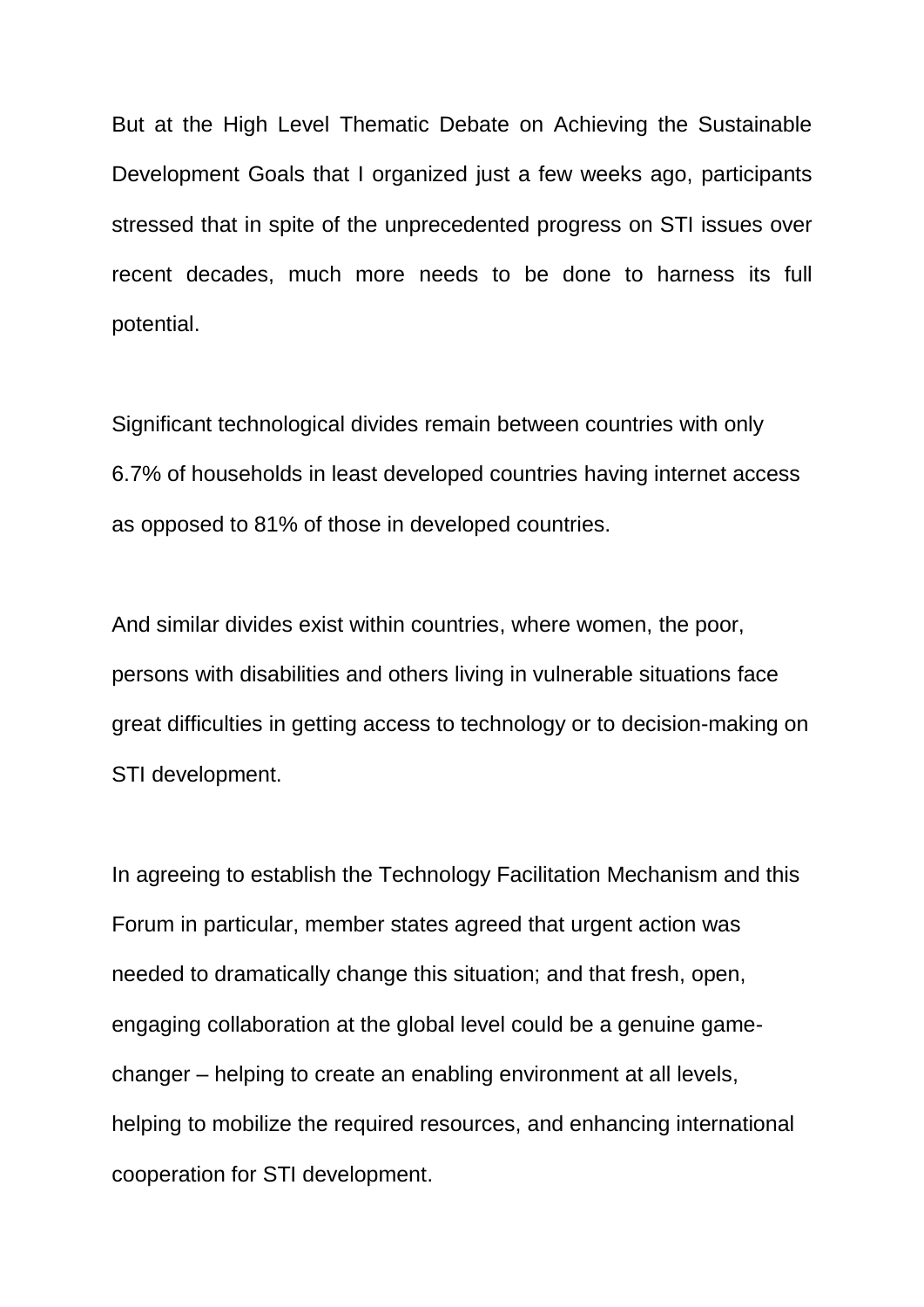But at the High Level Thematic Debate on Achieving the Sustainable Development Goals that I organized just a few weeks ago, participants stressed that in spite of the unprecedented progress on STI issues over recent decades, much more needs to be done to harness its full potential.

Significant technological divides remain between countries with only 6.7% of households in least developed countries having internet access as opposed to 81% of those in developed countries.

And similar divides exist within countries, where women, the poor, persons with disabilities and others living in vulnerable situations face great difficulties in getting access to technology or to decision-making on STI development.

In agreeing to establish the Technology Facilitation Mechanism and this Forum in particular, member states agreed that urgent action was needed to dramatically change this situation; and that fresh, open, engaging collaboration at the global level could be a genuine game-changer – helping to create an enabling environment at all levels, helping to mobilize the required resources, and enhancing international cooperation for STI development.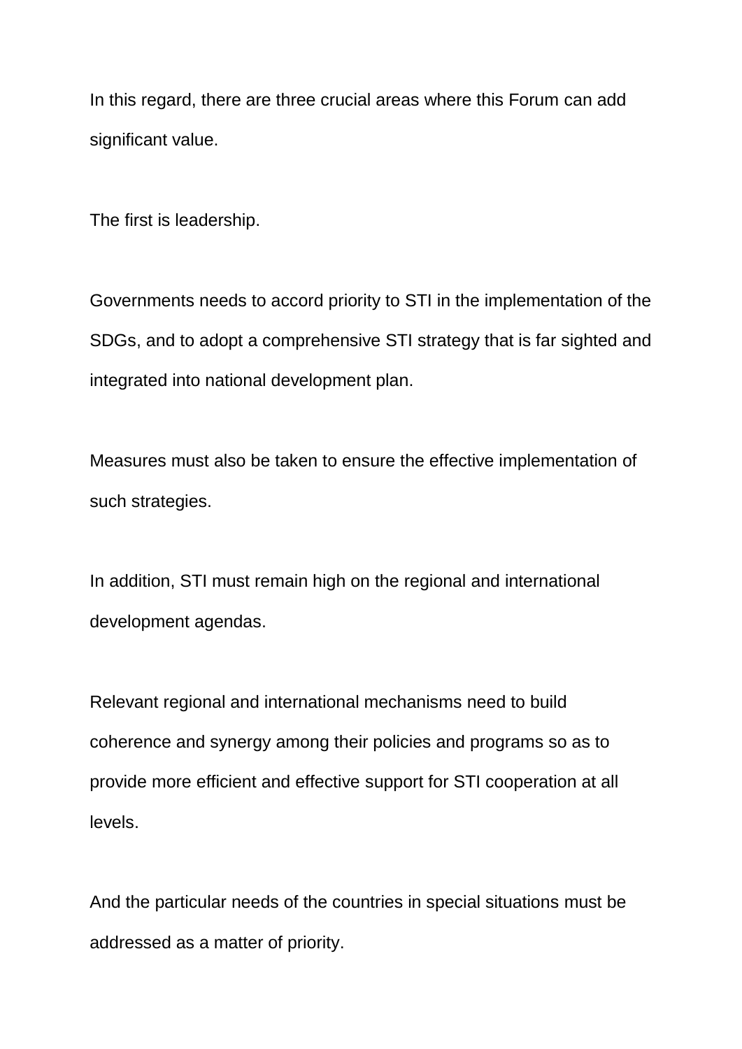In this regard, there are three crucial areas where this Forum can add significant value.

The first is leadership.

Governments needs to accord priority to STI in the implementation of the SDGs, and to adopt a comprehensive STI strategy that is far sighted and integrated into national development plan.

Measures must also be taken to ensure the effective implementation of such strategies.

In addition, STI must remain high on the regional and international development agendas.

Relevant regional and international mechanisms need to build coherence and synergy among their policies and programs so as to provide more efficient and effective support for STI cooperation at all levels.

And the particular needs of the countries in special situations must be addressed as a matter of priority.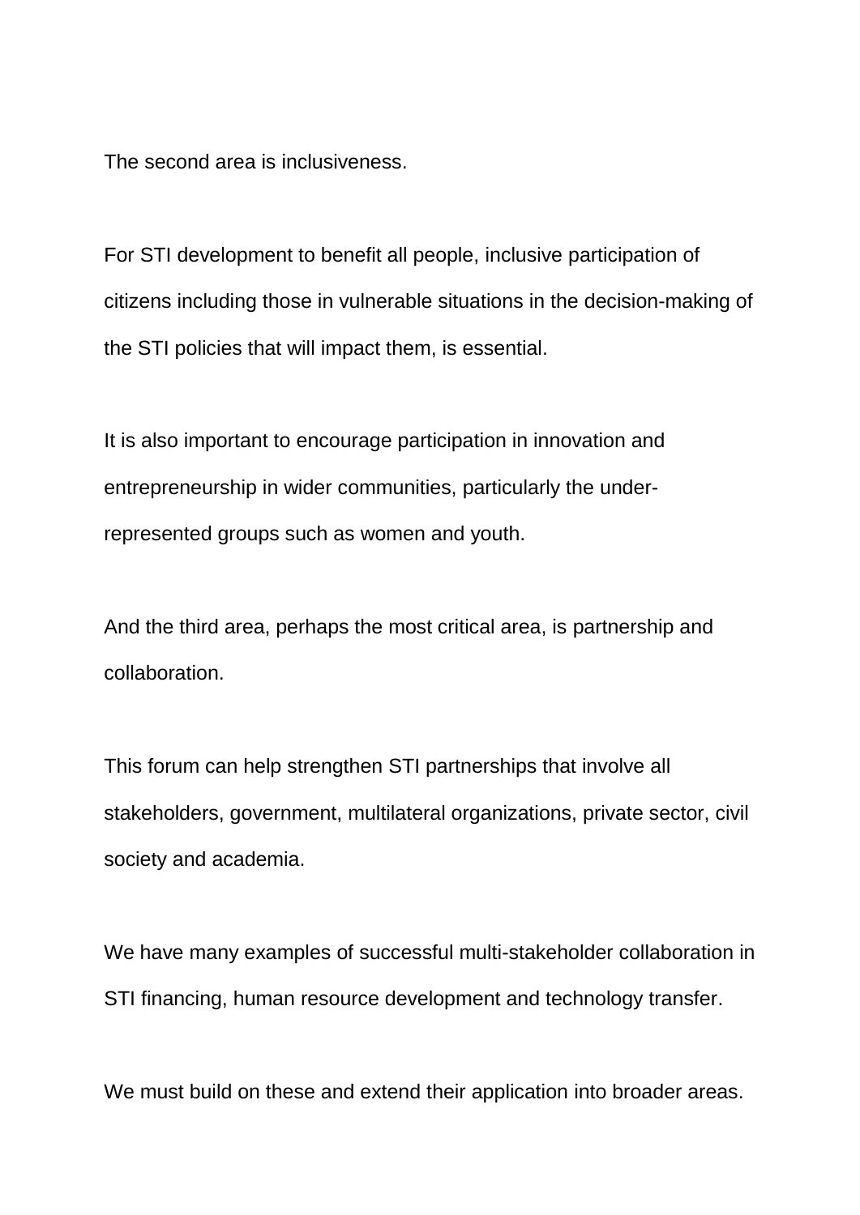The second area is inclusiveness.

For STI development to benefit all people, inclusive participation of citizens including those in vulnerable situations in the decision-making of the STI policies that will impact them, is essential.

It is also important to encourage participation in innovation and entrepreneurship in wider communities, particularly the under-represented groups such as women and youth.

And the third area, perhaps the most critical area, is partnership and collaboration.

This forum can help strengthen STI partnerships that involve all stakeholders, government, multilateral organizations, private sector, civil society and academia.

We have many examples of successful multi-stakeholder collaboration in STI financing, human resource development and technology transfer.

We must build on these and extend their application into broader areas.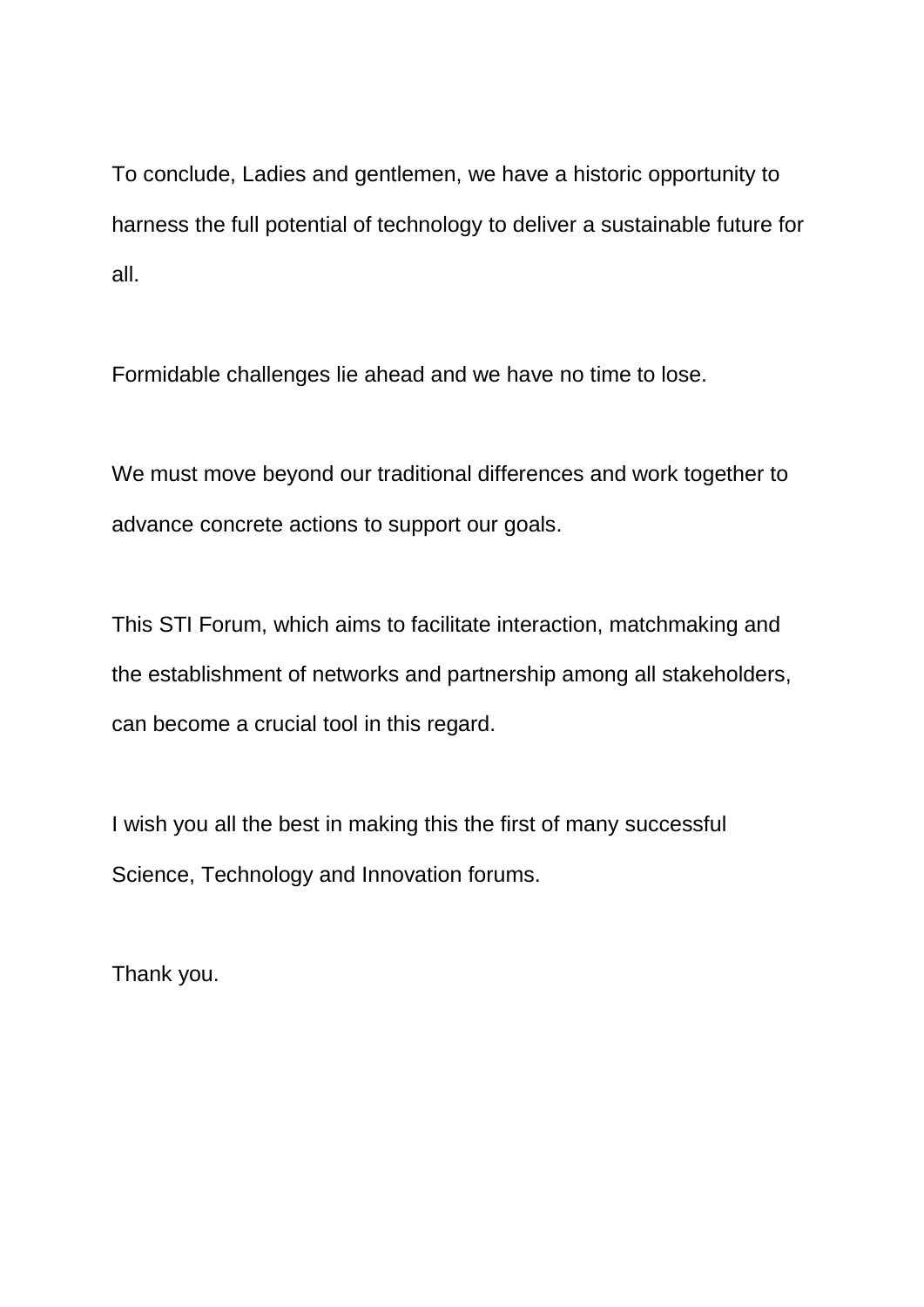To conclude, Ladies and gentlemen, we have a historic opportunity to harness the full potential of technology to deliver a sustainable future for all.

Formidable challenges lie ahead and we have no time to lose.

We must move beyond our traditional differences and work together to advance concrete actions to support our goals.

This STI Forum, which aims to facilitate interaction, matchmaking and the establishment of networks and partnership among all stakeholders, can become a crucial tool in this regard.

I wish you all the best in making this the first of many successful Science, Technology and Innovation forums.

Thank you.